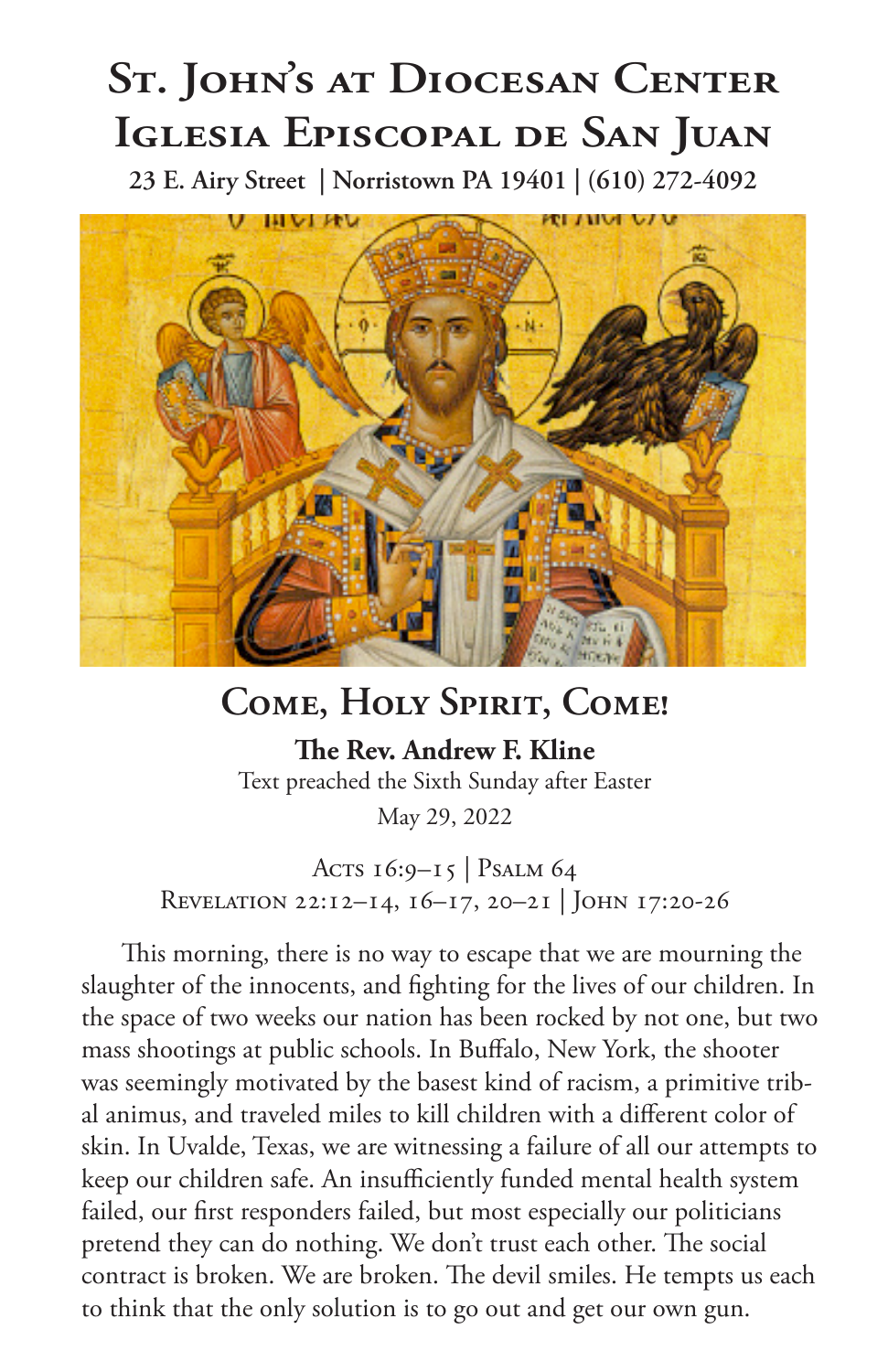# St. John's at Diocesan Center
# Iglesia Episcopal de San Juan

**23 E. Airy Street | Norristown PA 19401 | (610) 272-4092**

## Come, Holy Spirit, Come!

**The Rev. Andrew F. Kline**

Text preached the Sixth Sunday after Easter

May 29, 2022

Acts 16:9–15 | Psalm 64
Revelation 22:12–14, 16–17, 20–21 | John 17:20-26

This morning, there is no way to escape that we are mourning the slaughter of the innocents, and fighting for the lives of our children. In the space of two weeks our nation has been rocked by not one, but two mass shootings at public schools. In Buffalo, New York, the shooter was seemingly motivated by the basest kind of racism, a primitive tribal animus, and traveled miles to kill children with a different color of skin. In Uvalde, Texas, we are witnessing a failure of all our attempts to keep our children safe. An insufficiently funded mental health system failed, our first responders failed, but most especially our politicians pretend they can do nothing. We don't trust each other. The social contract is broken. We are broken. The devil smiles. He tempts us each to think that the only solution is to go out and get our own gun.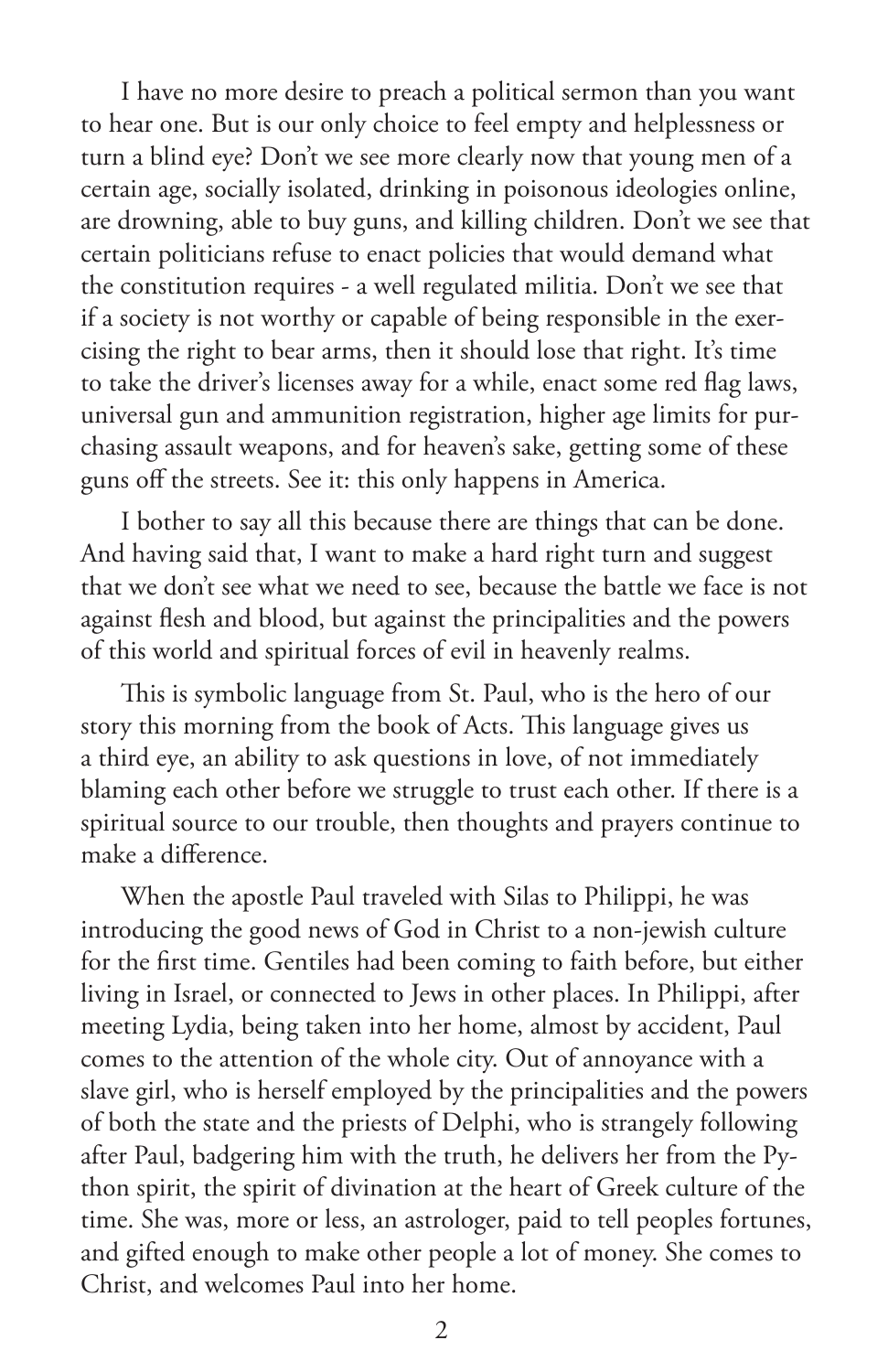I have no more desire to preach a political sermon than you want to hear one. But is our only choice to feel empty and helplessness or turn a blind eye? Don't we see more clearly now that young men of a certain age, socially isolated, drinking in poisonous ideologies online, are drowning, able to buy guns, and killing children. Don't we see that certain politicians refuse to enact policies that would demand what the constitution requires - a well regulated militia. Don't we see that if a society is not worthy or capable of being responsible in the exercising the right to bear arms, then it should lose that right. It's time to take the driver's licenses away for a while, enact some red flag laws, universal gun and ammunition registration, higher age limits for purchasing assault weapons, and for heaven's sake, getting some of these guns off the streets. See it: this only happens in America.

I bother to say all this because there are things that can be done. And having said that, I want to make a hard right turn and suggest that we don't see what we need to see, because the battle we face is not against flesh and blood, but against the principalities and the powers of this world and spiritual forces of evil in heavenly realms.

This is symbolic language from St. Paul, who is the hero of our story this morning from the book of Acts. This language gives us a third eye, an ability to ask questions in love, of not immediately blaming each other before we struggle to trust each other. If there is a spiritual source to our trouble, then thoughts and prayers continue to make a difference.

When the apostle Paul traveled with Silas to Philippi, he was introducing the good news of God in Christ to a non-jewish culture for the first time. Gentiles had been coming to faith before, but either living in Israel, or connected to Jews in other places. In Philippi, after meeting Lydia, being taken into her home, almost by accident, Paul comes to the attention of the whole city. Out of annoyance with a slave girl, who is herself employed by the principalities and the powers of both the state and the priests of Delphi, who is strangely following after Paul, badgering him with the truth, he delivers her from the Python spirit, the spirit of divination at the heart of Greek culture of the time. She was, more or less, an astrologer, paid to tell peoples fortunes, and gifted enough to make other people a lot of money. She comes to Christ, and welcomes Paul into her home.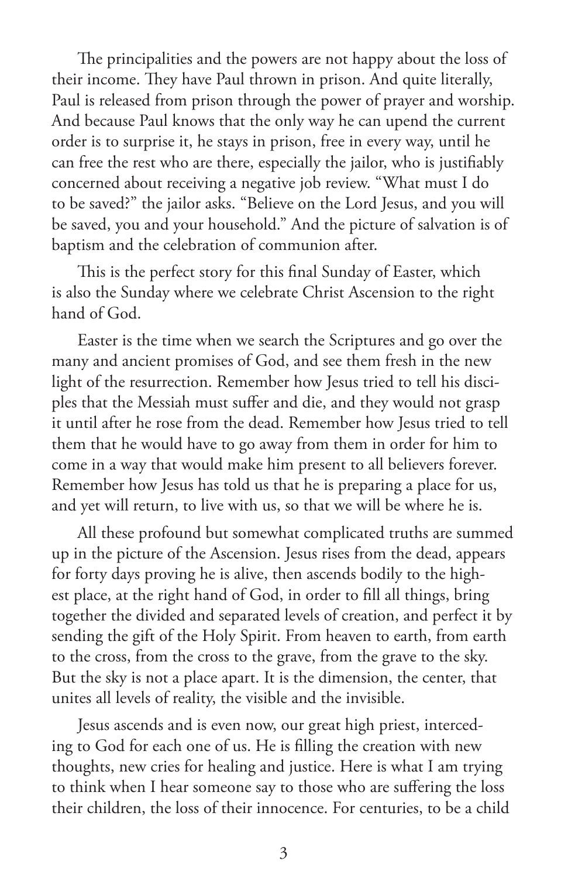The principalities and the powers are not happy about the loss of their income. They have Paul thrown in prison. And quite literally, Paul is released from prison through the power of prayer and worship. And because Paul knows that the only way he can upend the current order is to surprise it, he stays in prison, free in every way, until he can free the rest who are there, especially the jailor, who is justifiably concerned about receiving a negative job review. "What must I do to be saved?" the jailor asks. "Believe on the Lord Jesus, and you will be saved, you and your household." And the picture of salvation is of baptism and the celebration of communion after.

This is the perfect story for this final Sunday of Easter, which is also the Sunday where we celebrate Christ Ascension to the right hand of God.

Easter is the time when we search the Scriptures and go over the many and ancient promises of God, and see them fresh in the new light of the resurrection. Remember how Jesus tried to tell his disciples that the Messiah must suffer and die, and they would not grasp it until after he rose from the dead. Remember how Jesus tried to tell them that he would have to go away from them in order for him to come in a way that would make him present to all believers forever. Remember how Jesus has told us that he is preparing a place for us, and yet will return, to live with us, so that we will be where he is.

All these profound but somewhat complicated truths are summed up in the picture of the Ascension. Jesus rises from the dead, appears for forty days proving he is alive, then ascends bodily to the highest place, at the right hand of God, in order to fill all things, bring together the divided and separated levels of creation, and perfect it by sending the gift of the Holy Spirit. From heaven to earth, from earth to the cross, from the cross to the grave, from the grave to the sky. But the sky is not a place apart. It is the dimension, the center, that unites all levels of reality, the visible and the invisible.

Jesus ascends and is even now, our great high priest, interceding to God for each one of us. He is filling the creation with new thoughts, new cries for healing and justice. Here is what I am trying to think when I hear someone say to those who are suffering the loss their children, the loss of their innocence. For centuries, to be a child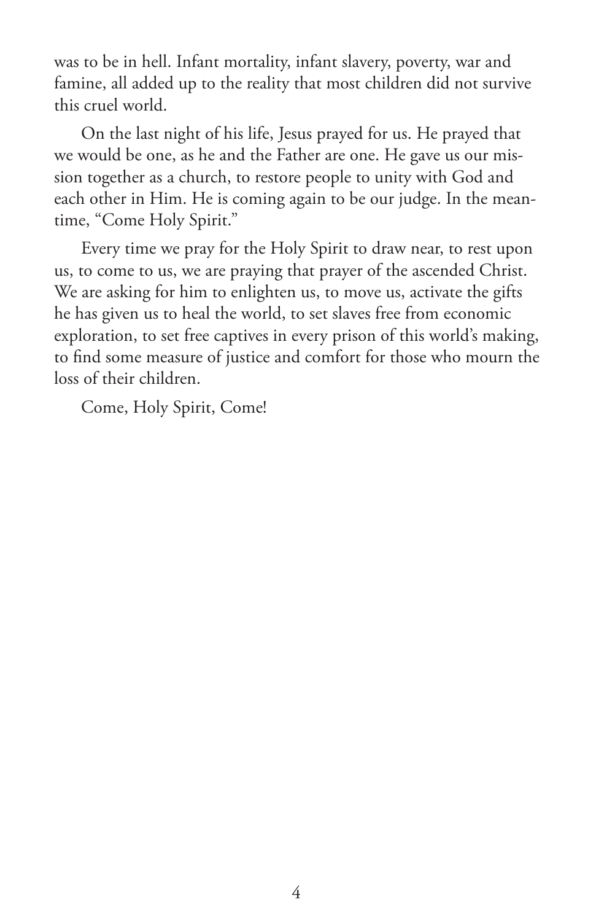was to be in hell. Infant mortality, infant slavery, poverty, war and famine, all added up to the reality that most children did not survive this cruel world.

On the last night of his life, Jesus prayed for us. He prayed that we would be one, as he and the Father are one. He gave us our mission together as a church, to restore people to unity with God and each other in Him. He is coming again to be our judge. In the meantime, "Come Holy Spirit."

Every time we pray for the Holy Spirit to draw near, to rest upon us, to come to us, we are praying that prayer of the ascended Christ. We are asking for him to enlighten us, to move us, activate the gifts he has given us to heal the world, to set slaves free from economic exploration, to set free captives in every prison of this world's making, to find some measure of justice and comfort for those who mourn the loss of their children.

Come, Holy Spirit, Come!